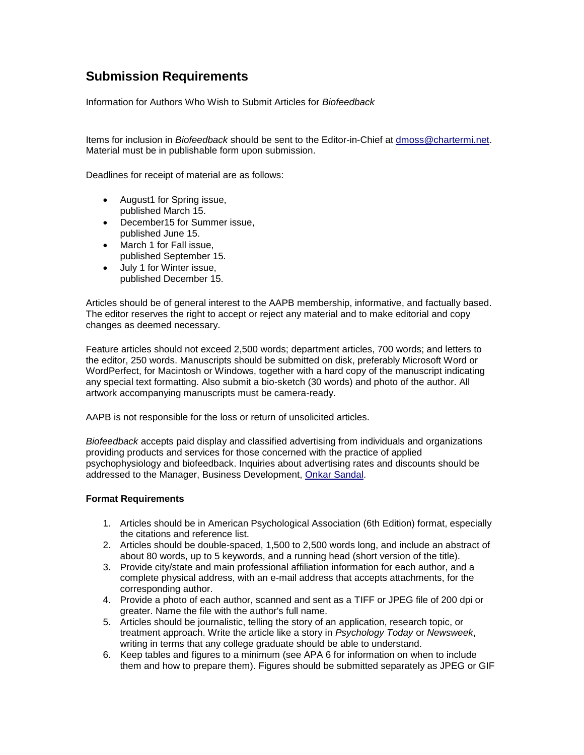# Submission Requirements

Information for Authors Who Wish to Submit Articles for *Biofeedback*

Items for inclusion in *Biofeedback* should be sent to the Editor-in-Chief at dmoss@chartermi.net. Material must be in publishable form upon submission.

Deadlines for receipt of material are as follows:

- August1 for Spring issue, published March 15.
- December15 for Summer issue, published June 15.
- March 1 for Fall issue, published September 15.
- July 1 for Winter issue, published December 15.

Articles should be of general interest to the AAPB membership, informative, and factually based. The editor reserves the right to accept or reject any material and to make editorial and copy changes as deemed necessary.

Feature articles should not exceed 2,500 words; department articles, 700 words; and letters to the editor, 250 words. Manuscripts should be submitted on disk, preferably Microsoft Word or WordPerfect, for Macintosh or Windows, together with a hard copy of the manuscript indicating any special text formatting. Also submit a bio-sketch (30 words) and photo of the author. All artwork accompanying manuscripts must be camera-ready.

AAPB is not responsible for the loss or return of unsolicited articles.

*Biofeedback* accepts paid display and classified advertising from individuals and organizations providing products and services for those concerned with the practice of applied psychophysiology and biofeedback. Inquiries about advertising rates and discounts should be addressed to the Manager, Business Development, Onkar Sandal.

**Format Requirements**

1. Articles should be in American Psychological Association (6th Edition) format, especially the citations and reference list.
2. Articles should be double-spaced, 1,500 to 2,500 words long, and include an abstract of about 80 words, up to 5 keywords, and a running head (short version of the title).
3. Provide city/state and main professional affiliation information for each author, and a complete physical address, with an e-mail address that accepts attachments, for the corresponding author.
4. Provide a photo of each author, scanned and sent as a TIFF or JPEG file of 200 dpi or greater. Name the file with the author's full name.
5. Articles should be journalistic, telling the story of an application, research topic, or treatment approach. Write the article like a story in *Psychology Today* or *Newsweek*, writing in terms that any college graduate should be able to understand.
6. Keep tables and figures to a minimum (see APA 6 for information on when to include them and how to prepare them). Figures should be submitted separately as JPEG or GIF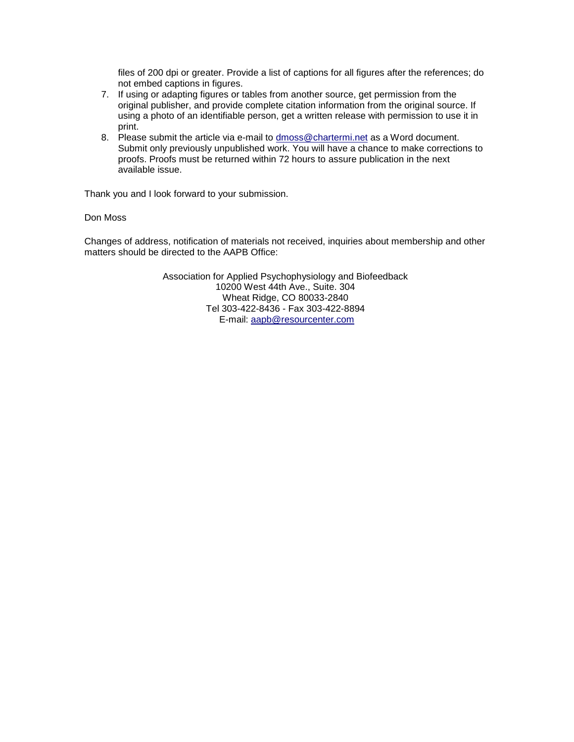files of 200 dpi or greater. Provide a list of captions for all figures after the references; do not embed captions in figures.

7. If using or adapting figures or tables from another source, get permission from the original publisher, and provide complete citation information from the original source. If using a photo of an identifiable person, get a written release with permission to use it in print.
8. Please submit the article via e-mail to dmoss@chartermi.net as a Word document. Submit only previously unpublished work. You will have a chance to make corrections to proofs. Proofs must be returned within 72 hours to assure publication in the next available issue.

Thank you and I look forward to your submission.

Don Moss

Changes of address, notification of materials not received, inquiries about membership and other matters should be directed to the AAPB Office:

Association for Applied Psychophysiology and Biofeedback
10200 West 44th Ave., Suite. 304
Wheat Ridge, CO 80033-2840
Tel 303-422-8436 - Fax 303-422-8894
E-mail: aapb@resourcenter.com